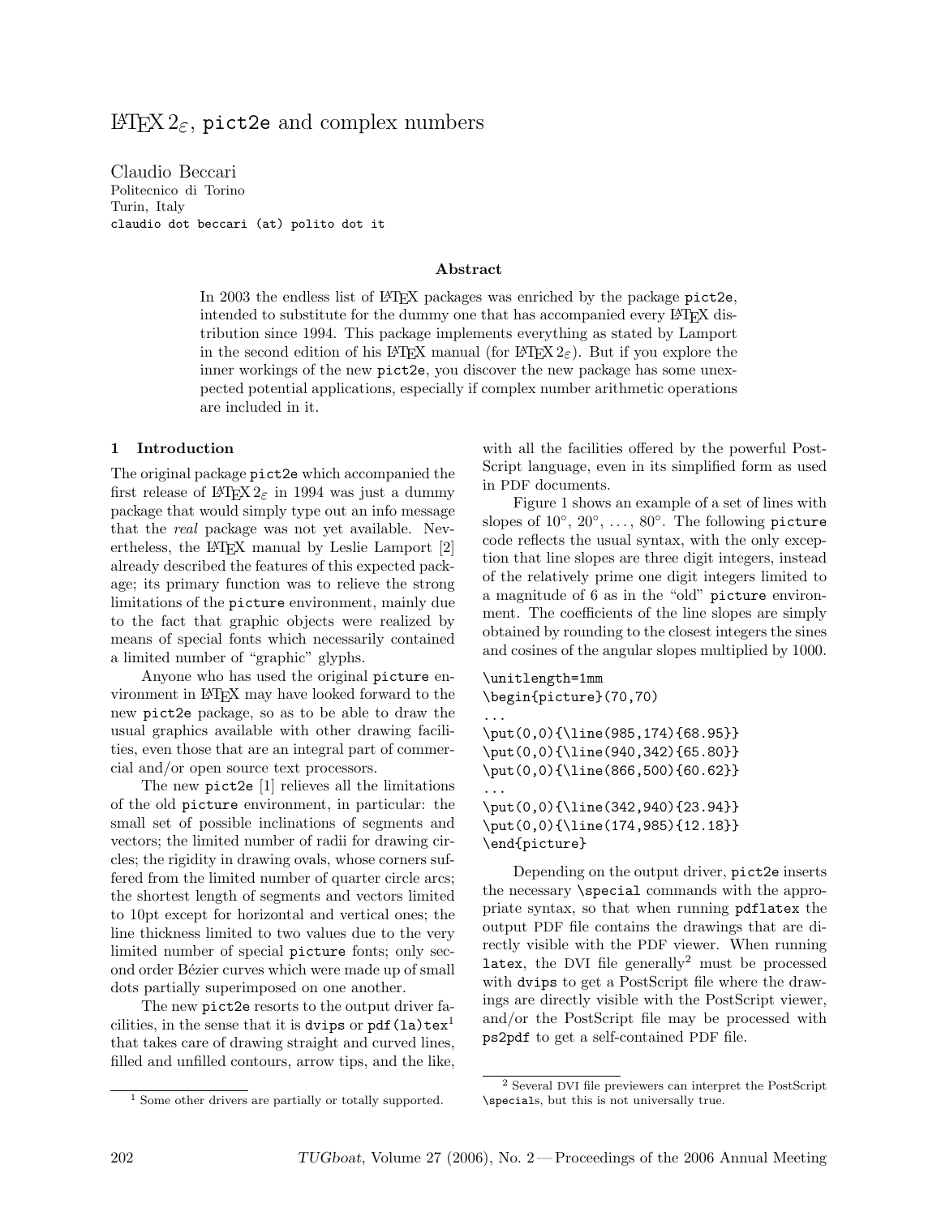# $\LaTeX\,2_\varepsilon$, pict2e and complex numbers

Claudio Beccari
Politecnico di Torino
Turin, Italy
claudio dot beccari (at) polito dot it

### Abstract

In 2003 the endless list of LaTeX packages was enriched by the package pict2e, intended to substitute for the dummy one that has accompanied every LaTeX distribution since 1994. This package implements everything as stated by Lamport in the second edition of his LaTeX manual (for $\LaTeX\,2_\varepsilon$). But if you explore the inner workings of the new pict2e, you discover the new package has some unexpected potential applications, especially if complex number arithmetic operations are included in it.

## 1 Introduction

The original package pict2e which accompanied the first release of $\LaTeX\,2_\varepsilon$ in 1994 was just a dummy package that would simply type out an info message that the *real* package was not yet available. Nevertheless, the LaTeX manual by Leslie Lamport [2] already described the features of this expected package; its primary function was to relieve the strong limitations of the picture environment, mainly due to the fact that graphic objects were realized by means of special fonts which necessarily contained a limited number of "graphic" glyphs.

Anyone who has used the original picture environment in LaTeX may have looked forward to the new pict2e package, so as to be able to draw the usual graphics available with other drawing facilities, even those that are an integral part of commercial and/or open source text processors.

The new pict2e [1] relieves all the limitations of the old picture environment, in particular: the small set of possible inclinations of segments and vectors; the limited number of radii for drawing circles; the rigidity in drawing ovals, whose corners suffered from the limited number of quarter circle arcs; the shortest length of segments and vectors limited to 10pt except for horizontal and vertical ones; the line thickness limited to two values due to the very limited number of special picture fonts; only second order Bézier curves which were made up of small dots partially superimposed on one another.

The new pict2e resorts to the output driver facilities, in the sense that it is dvips or pdf(la)tex[1] that takes care of drawing straight and curved lines, filled and unfilled contours, arrow tips, and the like, with all the facilities offered by the powerful PostScript language, even in its simplified form as used in PDF documents.

Figure 1 shows an example of a set of lines with slopes of 10°, 20°, ..., 80°. The following picture code reflects the usual syntax, with the only exception that line slopes are three digit integers, instead of the relatively prime one digit integers limited to a magnitude of 6 as in the "old" picture environment. The coefficients of the line slopes are simply obtained by rounding to the closest integers the sines and cosines of the angular slopes multiplied by 1000.

```
\unitlength=1mm
\begin{picture}(70,70)
...
\put(0,0){\line(985,174){68.95}}
\put(0,0){\line(940,342){65.80}}
\put(0,0){\line(866,500){60.62}}
...
\put(0,0){\line(342,940){23.94}}
\put(0,0){\line(174,985){12.18}}
\end{picture}
```

Depending on the output driver, pict2e inserts the necessary \special commands with the appropriate syntax, so that when running pdflatex the output PDF file contains the drawings that are directly visible with the PDF viewer. When running latex, the DVI file generally[2] must be processed with dvips to get a PostScript file where the drawings are directly visible with the PostScript viewer, and/or the PostScript file may be processed with ps2pdf to get a self-contained PDF file.

[1] Some other drivers are partially or totally supported.

[2] Several DVI file previewers can interpret the PostScript \specials, but this is not universally true.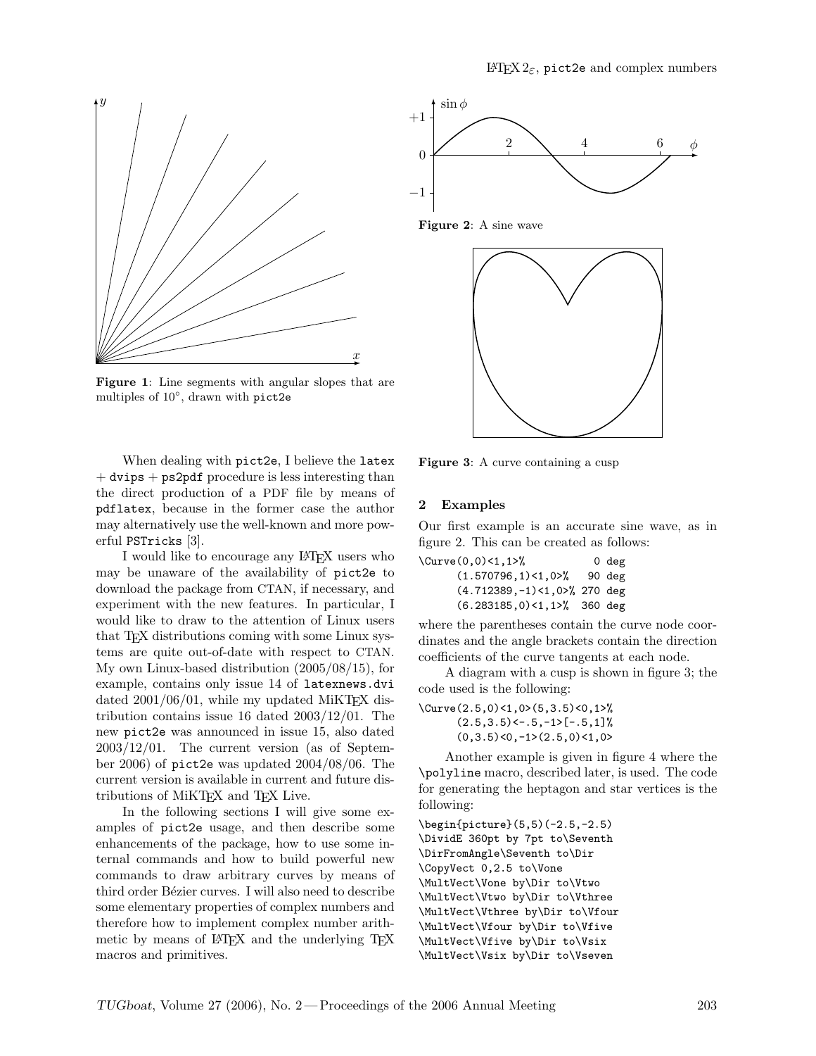Figure 1: Line segments with angular slopes that are multiples of 10°, drawn with pict2e

When dealing with pict2e, I believe the latex + dvips + ps2pdf procedure is less interesting than the direct production of a PDF file by means of pdflatex, because in the former case the author may alternatively use the well-known and more powerful PSTricks [3].

I would like to encourage any LaTeX users who may be unaware of the availability of pict2e to download the package from CTAN, if necessary, and experiment with the new features. In particular, I would like to draw to the attention of Linux users that TeX distributions coming with some Linux systems are quite out-of-date with respect to CTAN. My own Linux-based distribution (2005/08/15), for example, contains only issue 14 of latexnews.dvi dated 2001/06/01, while my updated MiKTeX distribution contains issue 16 dated 2003/12/01. The new pict2e was announced in issue 15, also dated 2003/12/01. The current version (as of September 2006) of pict2e was updated 2004/08/06. The current version is available in current and future distributions of MiKTeX and TeX Live.

In the following sections I will give some examples of pict2e usage, and then describe some enhancements of the package, how to use some internal commands and how to build powerful new commands to draw arbitrary curves by means of third order Bézier curves. I will also need to describe some elementary properties of complex numbers and therefore how to implement complex number arithmetic by means of LaTeX and the underlying TeX macros and primitives.

Figure 2: A sine wave

Figure 3: A curve containing a cusp

## 2 Examples

Our first example is an accurate sine wave, as in figure 2. This can be created as follows:

```
\Curve(0,0)<1,1>%           0 deg
      (1.570796,1)<1,0>%   90 deg
      (4.712389,-1)<1,0>% 270 deg
      (6.283185,0)<1,1>%  360 deg
```

where the parentheses contain the curve node coordinates and the angle brackets contain the direction coefficients of the curve tangents at each node.

A diagram with a cusp is shown in figure 3; the code used is the following:

```
\Curve(2.5,0)<1,0>(5,3.5)<0,1>%
      (2.5,3.5)<-.5,-1>[-.5,1]%
      (0,3.5)<0,-1>(2.5,0)<1,0>
```

Another example is given in figure 4 where the \polyline macro, described later, is used. The code for generating the heptagon and star vertices is the following:

```
\begin{picture}(5,5)(-2.5,-2.5)
\DividE 360pt by 7pt to\Seventh
\DirFromAngle\Seventh to\Dir
\CopyVect 0,2.5 to\Vone
\MultVect\Vone by\Dir to\Vtwo
\MultVect\Vtwo by\Dir to\Vthree
\MultVect\Vthree by\Dir to\Vfour
\MultVect\Vfour by\Dir to\Vfive
\MultVect\Vfive by\Dir to\Vsix
\MultVect\Vsix by\Dir to\Vseven
```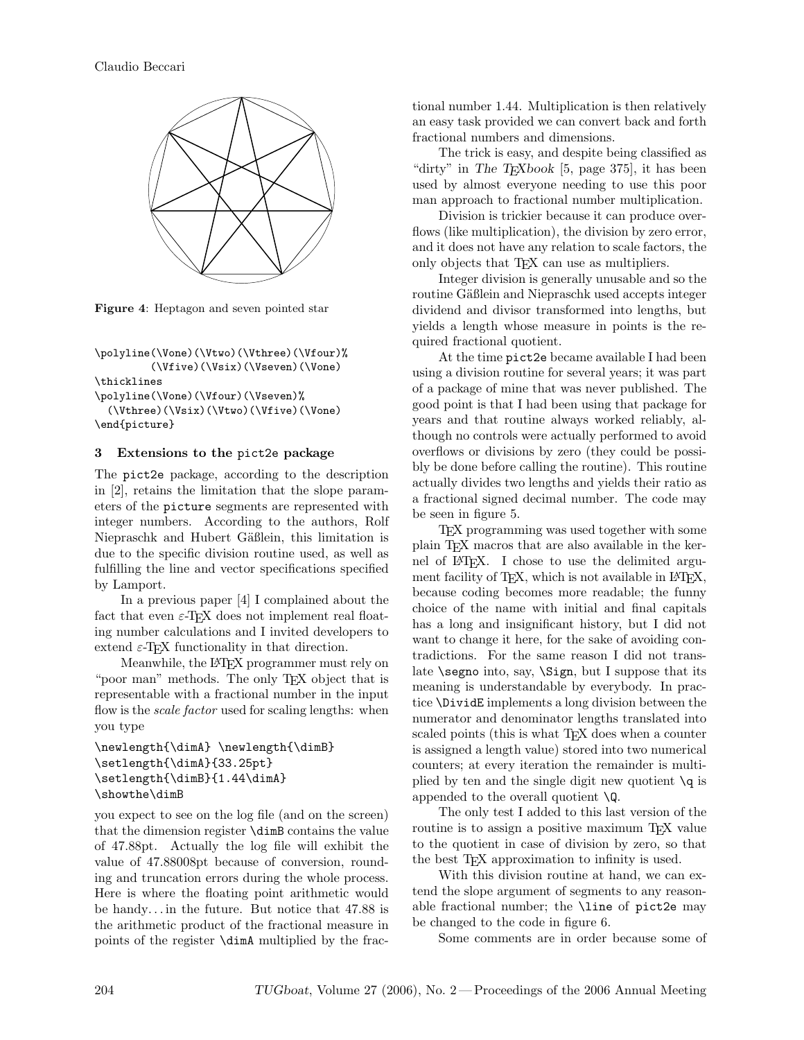**Figure 4**: Heptagon and seven pointed star

```
\polyline(\Vone)(\Vtwo)(\Vthree)(\Vfour)%
         (\Vfive)(\Vsix)(\Vseven)(\Vone)
\thicklines
\polyline(\Vone)(\Vfour)(\Vseven)%
  (\Vthree)(\Vsix)(\Vtwo)(\Vfive)(\Vone)
\end{picture}
```

## 3 Extensions to the pict2e package

The pict2e package, according to the description in [2], retains the limitation that the slope parameters of the picture segments are represented with integer numbers. According to the authors, Rolf Niepraschk and Hubert Gäßlein, this limitation is due to the specific division routine used, as well as fulfilling the line and vector specifications specified by Lamport.

In a previous paper [4] I complained about the fact that even ε-TeX does not implement real floating number calculations and I invited developers to extend ε-TeX functionality in that direction.

Meanwhile, the LaTeX programmer must rely on "poor man" methods. The only TeX object that is representable with a fractional number in the input flow is the *scale factor* used for scaling lengths: when you type

```
\newlength{\dimA} \newlength{\dimB}
\setlength{\dimA}{33.25pt}
\setlength{\dimB}{1.44\dimA}
\showthe\dimB
```

you expect to see on the log file (and on the screen) that the dimension register `\dimB` contains the value of 47.88pt. Actually the log file will exhibit the value of 47.88008pt because of conversion, rounding and truncation errors during the whole process. Here is where the floating point arithmetic would be handy... in the future. But notice that 47.88 is the arithmetic product of the fractional measure in points of the register `\dimA` multiplied by the fractional number 1.44. Multiplication is then relatively an easy task provided we can convert back and forth fractional numbers and dimensions.

The trick is easy, and despite being classified as "dirty" in *The TeXbook* [5, page 375], it has been used by almost everyone needing to use this poor man approach to fractional number multiplication.

Division is trickier because it can produce overflows (like multiplication), the division by zero error, and it does not have any relation to scale factors, the only objects that TeX can use as multipliers.

Integer division is generally unusable and so the routine Gäßlein and Niepraschk used accepts integer dividend and divisor transformed into lengths, but yields a length whose measure in points is the required fractional quotient.

At the time pict2e became available I had been using a division routine for several years; it was part of a package of mine that was never published. The good point is that I had been using that package for years and that routine always worked reliably, although no controls were actually performed to avoid overflows or divisions by zero (they could be possibly be done before calling the routine). This routine actually divides two lengths and yields their ratio as a fractional signed decimal number. The code may be seen in figure 5.

TeX programming was used together with some plain TeX macros that are also available in the kernel of LaTeX. I chose to use the delimited argument facility of TeX, which is not available in LaTeX, because coding becomes more readable; the funny choice of the name with initial and final capitals has a long and insignificant history, but I did not want to change it here, for the sake of avoiding contradictions. For the same reason I did not translate `\segno` into, say, `\Sign`, but I suppose that its meaning is understandable by everybody. In practice `\DividE` implements a long division between the numerator and denominator lengths translated into scaled points (this is what TeX does when a counter is assigned a length value) stored into two numerical counters; at every iteration the remainder is multiplied by ten and the single digit new quotient `\q` is appended to the overall quotient `\Q`.

The only test I added to this last version of the routine is to assign a positive maximum TeX value to the quotient in case of division by zero, so that the best TeX approximation to infinity is used.

With this division routine at hand, we can extend the slope argument of segments to any reasonable fractional number; the `\line` of pict2e may be changed to the code in figure 6.

Some comments are in order because some of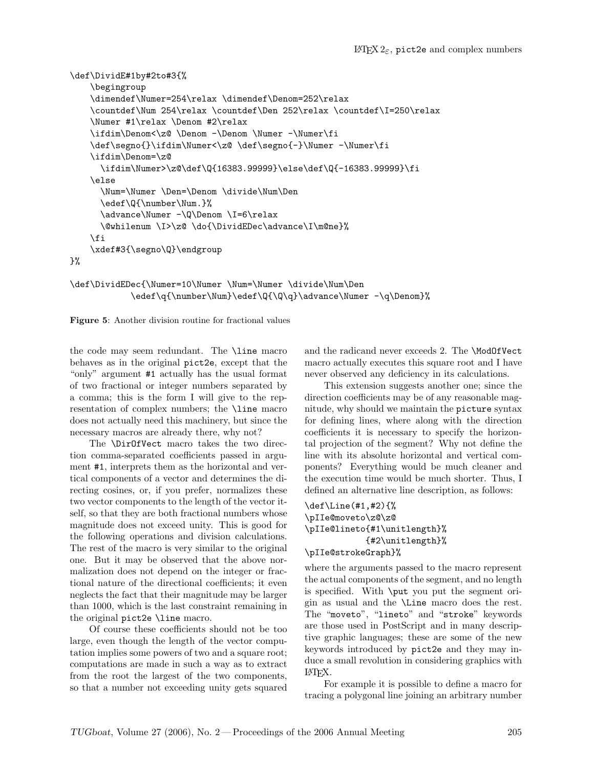```
\def\DividE#1by#2to#3{%
    \begingroup
    \dimendef\Numer=254\relax \dimendef\Denom=252\relax
    \countdef\Num 254\relax \countdef\Den 252\relax \countdef\I=250\relax
    \Numer #1\relax \Denom #2\relax
    \ifdim\Denom<\z@ \Denom -\Denom \Numer -\Numer\fi
    \def\segno{}\ifdim\Numer<\z@ \def\segno{-}\Numer -\Numer\fi
    \ifdim\Denom=\z@
      \ifdim\Numer>\z@\def\Q{16383.99999}\else\def\Q{-16383.99999}\fi
    \else
      \Num=\Numer \Den=\Denom \divide\Num\Den
      \edef\Q{\number\Num.}%
      \advance\Numer -\Q\Denom \I=6\relax
      \@whilenum \I>\z@ \do{\DividEDec\advance\I\m@ne}%
    \fi
    \xdef#3{\segno\Q}\endgroup
}%

\def\DividEDec{\Numer=10\Numer \Num=\Numer \divide\Num\Den
           \edef\q{\number\Num}\edef\Q{\Q\q}\advance\Numer -\q\Denom}%
```

**Figure 5**: Another division routine for fractional values

the code may seem redundant. The `\line` macro behaves as in the original `pict2e`, except that the "only" argument `#1` actually has the usual format of two fractional or integer numbers separated by a comma; this is the form I will give to the representation of complex numbers; the `\line` macro does not actually need this machinery, but since the necessary macros are already there, why not?

The `\DirOfVect` macro takes the two direction comma-separated coefficients passed in argument `#1`, interprets them as the horizontal and vertical components of a vector and determines the directing cosines, or, if you prefer, normalizes these two vector components to the length of the vector itself, so that they are both fractional numbers whose magnitude does not exceed unity. This is good for the following operations and division calculations. The rest of the macro is very similar to the original one. But it may be observed that the above normalization does not depend on the integer or fractional nature of the directional coefficients; it even neglects the fact that their magnitude may be larger than 1000, which is the last constraint remaining in the original `pict2e` `\line` macro.

Of course these coefficients should not be too large, even though the length of the vector computation implies some powers of two and a square root; computations are made in such a way as to extract from the root the largest of the two components, so that a number not exceeding unity gets squared and the radicand never exceeds 2. The `\ModOfVect` macro actually executes this square root and I have never observed any deficiency in its calculations.

This extension suggests another one; since the direction coefficients may be of any reasonable magnitude, why should we maintain the `picture` syntax for defining lines, where along with the direction coefficients it is necessary to specify the horizontal projection of the segment? Why not define the line with its absolute horizontal and vertical components? Everything would be much cleaner and the execution time would be much shorter. Thus, I defined an alternative line description, as follows:

```
\def\Line(#1,#2){%
\pIIe@moveto\z@\z@
\pIIe@lineto{#1\unitlength}%
            {#2\unitlength}%
\pIIe@strokeGraph}%
```

where the arguments passed to the macro represent the actual components of the segment, and no length is specified. With `\put` you put the segment origin as usual and the `\Line` macro does the rest. The "`moveto`", "`lineto`" and "`stroke`" keywords are those used in PostScript and in many descriptive graphic languages; these are some of the new keywords introduced by `pict2e` and they may induce a small revolution in considering graphics with LaTeX.

For example it is possible to define a macro for tracing a polygonal line joining an arbitrary number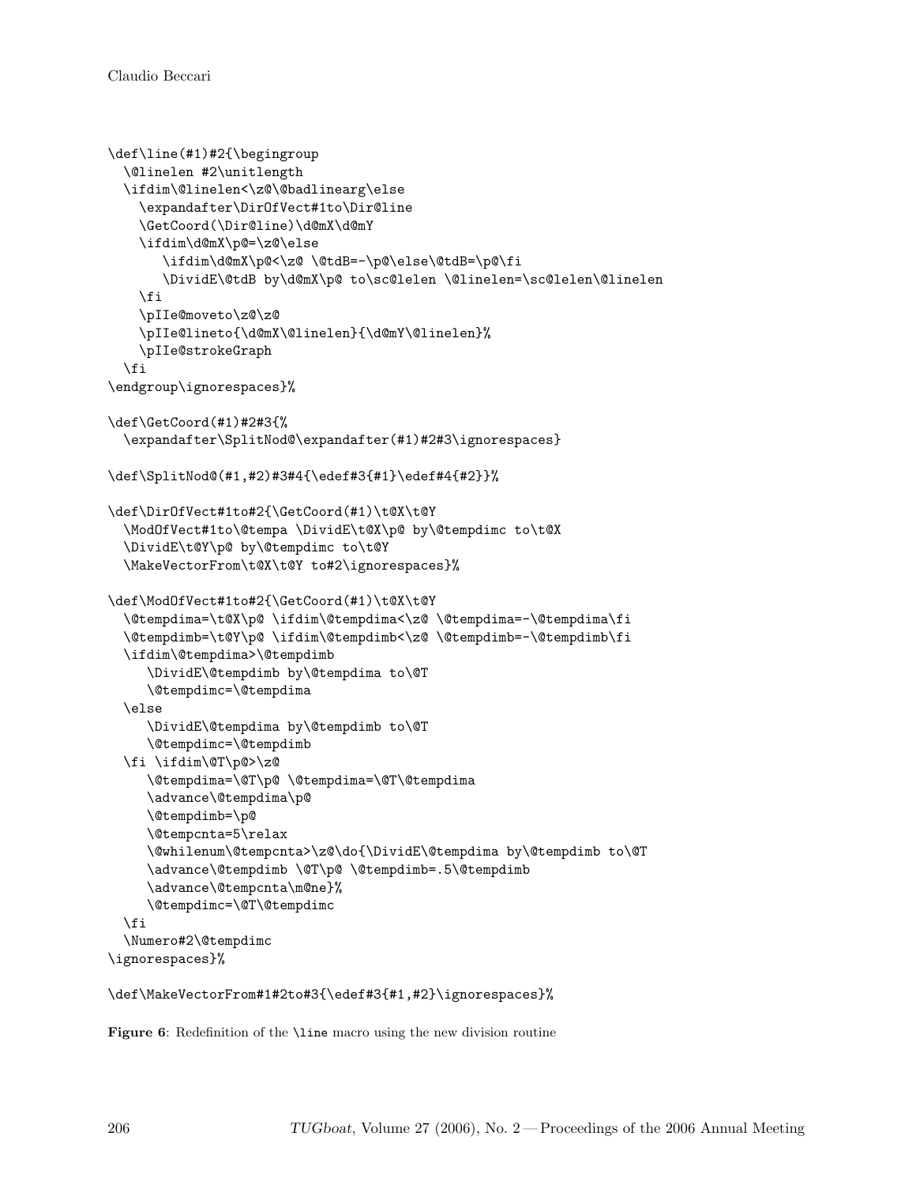```
\def\line(#1)#2{\begingroup
  \@linelen #2\unitlength
  \ifdim\@linelen<\z@\@badlinearg\else
    \expandafter\DirOfVect#1to\Dir@line
    \GetCoord(\Dir@line)\d@mX\d@mY
    \ifdim\d@mX\p@=\z@\else
       \ifdim\d@mX\p@<\z@ \@tdB=-\p@\else\@tdB=\p@\fi
       \DividE\@tdB by\d@mX\p@ to\sc@lelen \@linelen=\sc@lelen\@linelen
    \fi
    \pIIe@moveto\z@\z@
    \pIIe@lineto{\d@mX\@linelen}{\d@mY\@linelen}%
    \pIIe@strokeGraph
  \fi
\endgroup\ignorespaces}%

\def\GetCoord(#1)#2#3{%
  \expandafter\SplitNod@\expandafter(#1)#2#3\ignorespaces}

\def\SplitNod@(#1,#2)#3#4{\edef#3{#1}\edef#4{#2}}%

\def\DirOfVect#1to#2{\GetCoord(#1)\t@X\t@Y
  \ModOfVect#1to\@tempa \DividE\t@X\p@ by\@tempdimc to\t@X
  \DividE\t@Y\p@ by\@tempdimc to\t@Y
  \MakeVectorFrom\t@X\t@Y to#2\ignorespaces}%

\def\ModOfVect#1to#2{\GetCoord(#1)\t@X\t@Y
  \@tempdima=\t@X\p@ \ifdim\@tempdima<\z@ \@tempdima=-\@tempdima\fi
  \@tempdimb=\t@Y\p@ \ifdim\@tempdimb<\z@ \@tempdimb=-\@tempdimb\fi
  \ifdim\@tempdima>\@tempdimb
     \DividE\@tempdimb by\@tempdima to\@T
     \@tempdimc=\@tempdima
  \else
     \DividE\@tempdima by\@tempdimb to\@T
     \@tempdimc=\@tempdimb
  \fi \ifdim\@T\p@>\z@
     \@tempdima=\@T\p@ \@tempdima=\@T\@tempdima
     \advance\@tempdima\p@
     \@tempdimb=\p@
     \@tempcnta=5\relax
     \@whilenum\@tempcnta>\z@\do{\DividE\@tempdima by\@tempdimb to\@T
     \advance\@tempdimb \@T\p@ \@tempdimb=.5\@tempdimb
     \advance\@tempcnta\m@ne}%
     \@tempdimc=\@T\@tempdimc
  \fi
  \Numero#2\@tempdimc
\ignorespaces}%

\def\MakeVectorFrom#1#2to#3{\edef#3{#1,#2}\ignorespaces}%
```

**Figure 6**: Redefinition of the `\line` macro using the new division routine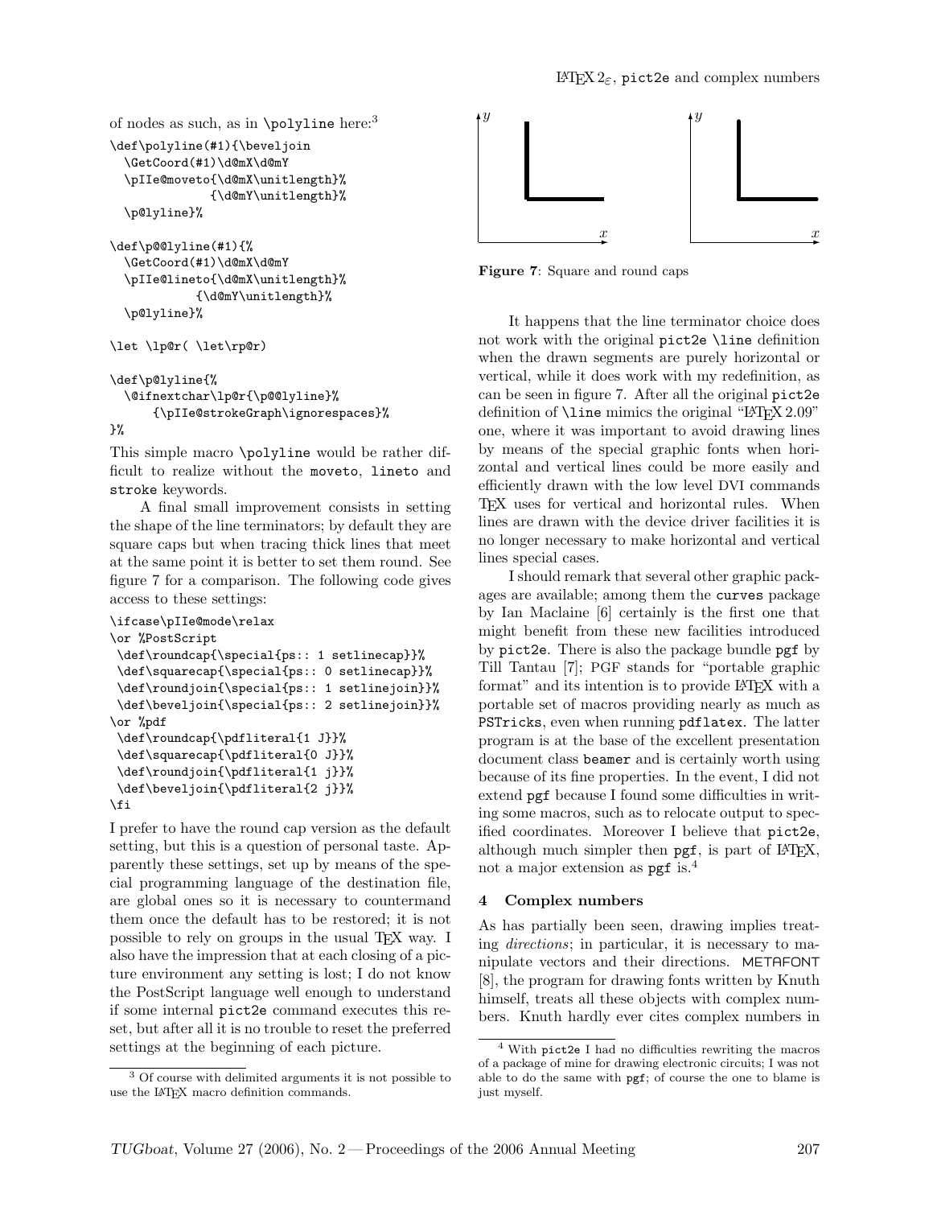of nodes as such, as in \polyline here:[3]

```
\def\polyline(#1){\beveljoin
  \GetCoord(#1)\d@mX\d@mY
  \pIIe@moveto{\d@mX\unitlength}%
              {\d@mY\unitlength}%
  \p@lyline}%

\def\p@@lyline(#1){%
  \GetCoord(#1)\d@mX\d@mY
  \pIIe@lineto{\d@mX\unitlength}%
              {\d@mY\unitlength}%
  \p@lyline}%

\let \lp@r( \let\rp@r)

\def\p@lyline{%
  \@ifnextchar\lp@r{\p@@lyline}%
      {\pIIe@strokeGraph\ignorespaces}%
}%
```

This simple macro \polyline would be rather difficult to realize without the moveto, lineto and stroke keywords.

A final small improvement consists in setting the shape of the line terminators; by default they are square caps but when tracing thick lines that meet at the same point it is better to set them round. See figure 7 for a comparison. The following code gives access to these settings:

```
\ifcase\pIIe@mode\relax
\or %PostScript
 \def\roundcap{\special{ps:: 1 setlinecap}}%
 \def\squarecap{\special{ps:: 0 setlinecap}}%
 \def\roundjoin{\special{ps:: 1 setlinejoin}}%
 \def\beveljoin{\special{ps:: 2 setlinejoin}}%
\or %pdf
 \def\roundcap{\pdfliteral{1 J}}%
 \def\squarecap{\pdfliteral{0 J}}%
 \def\roundjoin{\pdfliteral{1 j}}%
 \def\beveljoin{\pdfliteral{2 j}}%
\fi
```

I prefer to have the round cap version as the default setting, but this is a question of personal taste. Apparently these settings, set up by means of the special programming language of the destination file, are global ones so it is necessary to countermand them once the default has to be restored; it is not possible to rely on groups in the usual TeX way. I also have the impression that at each closing of a picture environment any setting is lost; I do not know the PostScript language well enough to understand if some internal pict2e command executes this reset, but after all it is no trouble to reset the preferred settings at the beginning of each picture.

[3] Of course with delimited arguments it is not possible to use the LaTeX macro definition commands.

**Figure 7**: Square and round caps

It happens that the line terminator choice does not work with the original pict2e \line definition when the drawn segments are purely horizontal or vertical, while it does work with my redefinition, as can be seen in figure 7. After all the original pict2e definition of \line mimics the original "LaTeX 2.09" one, where it was important to avoid drawing lines by means of the special graphic fonts when horizontal and vertical lines could be more easily and efficiently drawn with the low level DVI commands TeX uses for vertical and horizontal rules. When lines are drawn with the device driver facilities it is no longer necessary to make horizontal and vertical lines special cases.

I should remark that several other graphic packages are available; among them the curves package by Ian Maclaine [6] certainly is the first one that might benefit from these new facilities introduced by pict2e. There is also the package bundle pgf by Till Tantau [7]; PGF stands for "portable graphic format" and its intention is to provide LaTeX with a portable set of macros providing nearly as much as PSTricks, even when running pdflatex. The latter program is at the base of the excellent presentation document class beamer and is certainly worth using because of its fine properties. In the event, I did not extend pgf because I found some difficulties in writing some macros, such as to relocate output to specified coordinates. Moreover I believe that pict2e, although much simpler then pgf, is part of LaTeX, not a major extension as pgf is.[4]

## 4 Complex numbers

As has partially been seen, drawing implies treating *directions*; in particular, it is necessary to manipulate vectors and their directions. METAFONT [8], the program for drawing fonts written by Knuth himself, treats all these objects with complex numbers. Knuth hardly ever cites complex numbers in

[4] With pict2e I had no difficulties rewriting the macros of a package of mine for drawing electronic circuits; I was not able to do the same with pgf; of course the one to blame is just myself.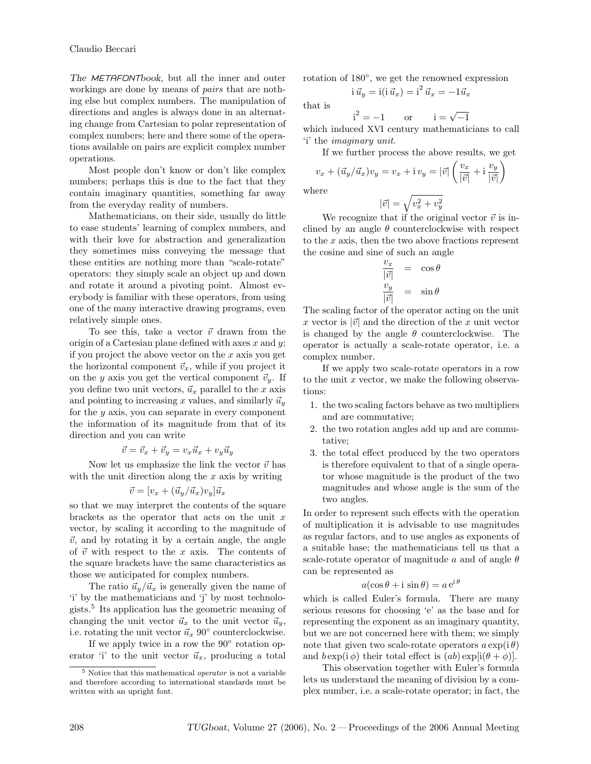*The METAFONTbook*, but all the inner and outer workings are done by means of *pairs* that are nothing else but complex numbers. The manipulation of directions and angles is always done in an alternating change from Cartesian to polar representation of complex numbers; here and there some of the operations available on pairs are explicit complex number operations.

Most people don't know or don't like complex numbers; perhaps this is due to the fact that they contain imaginary quantities, something far away from the everyday reality of numbers.

Mathematicians, on their side, usually do little to ease students' learning of complex numbers, and with their love for abstraction and generalization they sometimes miss conveying the message that these entities are nothing more than "scale-rotate" operators: they simply scale an object up and down and rotate it around a pivoting point. Almost everybody is familiar with these operators, from using one of the many interactive drawing programs, even relatively simple ones.

To see this, take a vector $\vec{v}$ drawn from the origin of a Cartesian plane defined with axes $x$ and $y$; if you project the above vector on the $x$ axis you get the horizontal component $\vec{v}_x$, while if you project it on the $y$ axis you get the vertical component $\vec{v}_y$. If you define two unit vectors, $\vec{u}_x$ parallel to the $x$ axis and pointing to increasing $x$ values, and similarly $\vec{u}_y$ for the $y$ axis, you can separate in every component the information of its magnitude from that of its direction and you can write

$$\vec{v} = \vec{v}_x + \vec{v}_y = v_x\vec{u}_x + v_y\vec{u}_y$$

Now let us emphasize the link the vector $\vec{v}$ has with the unit direction along the $x$ axis by writing

$$\vec{v} = [v_x + (\vec{u}_y/\vec{u}_x)v_y]\vec{u}_x$$

so that we may interpret the contents of the square brackets as the operator that acts on the unit $x$ vector, by scaling it according to the magnitude of $\vec{v}$, and by rotating it by a certain angle, the angle of $\vec{v}$ with respect to the $x$ axis. The contents of the square brackets have the same characteristics as those we anticipated for complex numbers.

The ratio $\vec{u}_y/\vec{u}_x$ is generally given the name of 'i' by the mathematicians and 'j' by most technologists.[5] Its application has the geometric meaning of changing the unit vector $\vec{u}_x$ to the unit vector $\vec{u}_y$, i.e. rotating the unit vector $\vec{u}_x$ 90° counterclockwise.

If we apply twice in a row the 90° rotation operator 'i' to the unit vector $\vec{u}_x$, producing a total rotation of 180°, we get the renowned expression

$$\mathrm{i}\,\vec{u}_y = \mathrm{i}(\mathrm{i}\,\vec{u}_x) = \mathrm{i}^2\,\vec{u}_x = -1\vec{u}_x$$

that is

$$\mathrm{i}^2 = -1 \qquad \text{or} \qquad \mathrm{i} = \sqrt{-1}$$

which induced XVI century mathematicians to call 'i' the *imaginary unit*.

If we further process the above results, we get

$$v_x + (\vec{u}_y/\vec{u}_x)v_y = v_x + \mathrm{i}\,v_y = |\vec{v}|\left(\frac{v_x}{|\vec{v}|} + \mathrm{i}\,\frac{v_y}{|\vec{v}|}\right)$$

where

$$|\vec{v}| = \sqrt{v_x^2 + v_y^2}$$

We recognize that if the original vector $\vec{v}$ is inclined by an angle $\theta$ counterclockwise with respect to the $x$ axis, then the two above fractions represent the cosine and sine of such an angle

$$\frac{v_x}{|\vec{v}|} = \cos\theta$$

$$\frac{v_y}{|\vec{v}|} = \sin\theta$$

The scaling factor of the operator acting on the unit $x$ vector is $|\vec{v}|$ and the direction of the $x$ unit vector is changed by the angle $\theta$ counterclockwise. The operator is actually a scale-rotate operator, i.e. a complex number.

If we apply two scale-rotate operators in a row to the unit $x$ vector, we make the following observations:

1. the two scaling factors behave as two multipliers and are commutative;
2. the two rotation angles add up and are commutative;
3. the total effect produced by the two operators is therefore equivalent to that of a single operator whose magnitude is the product of the two magnitudes and whose angle is the sum of the two angles.

In order to represent such effects with the operation of multiplication it is advisable to use magnitudes as regular factors, and to use angles as exponents of a suitable base; the mathematicians tell us that a scale-rotate operator of magnitude $a$ and of angle $\theta$ can be represented as

$$a(\cos\theta + \mathrm{i}\,\sin\theta) = a\,\mathrm{e}^{\mathrm{i}\,\theta}$$

which is called Euler's formula. There are many serious reasons for choosing 'e' as the base and for representing the exponent as an imaginary quantity, but we are not concerned here with them; we simply note that given two scale-rotate operators $a\exp(\mathrm{i}\,\theta)$ and $b\exp(\mathrm{i}\,\phi)$ their total effect is $(ab)\exp[\mathrm{i}(\theta+\phi)]$.

This observation together with Euler's formula lets us understand the meaning of division by a complex number, i.e. a scale-rotate operator; in fact, the

[5] Notice that this mathematical *operator* is not a variable and therefore according to international standards must be written with an upright font.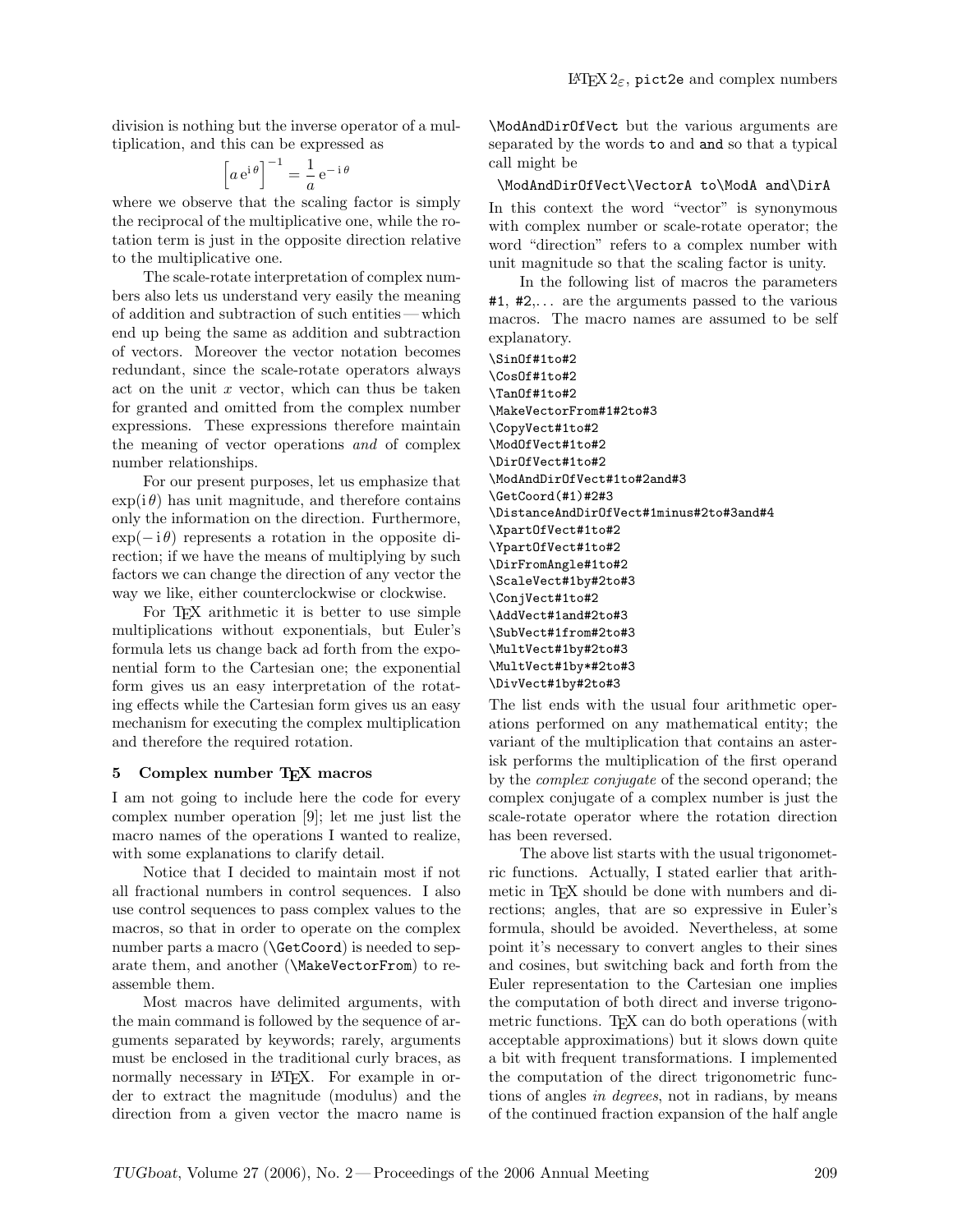division is nothing but the inverse operator of a multiplication, and this can be expressed as

$$\left[a\,\mathrm{e}^{\mathrm{i}\,\theta}\right]^{-1} = \frac{1}{a}\,\mathrm{e}^{-\,\mathrm{i}\,\theta}$$

where we observe that the scaling factor is simply the reciprocal of the multiplicative one, while the rotation term is just in the opposite direction relative to the multiplicative one.

The scale-rotate interpretation of complex numbers also lets us understand very easily the meaning of addition and subtraction of such entities — which end up being the same as addition and subtraction of vectors. Moreover the vector notation becomes redundant, since the scale-rotate operators always act on the unit $x$ vector, which can thus be taken for granted and omitted from the complex number expressions. These expressions therefore maintain the meaning of vector operations *and* of complex number relationships.

For our present purposes, let us emphasize that $\exp(\mathrm{i}\,\theta)$ has unit magnitude, and therefore contains only the information on the direction. Furthermore, $\exp(-\,\mathrm{i}\,\theta)$ represents a rotation in the opposite direction; if we have the means of multiplying by such factors we can change the direction of any vector the way we like, either counterclockwise or clockwise.

For TeX arithmetic it is better to use simple multiplications without exponentials, but Euler's formula lets us change back ad forth from the exponential form to the Cartesian one; the exponential form gives us an easy interpretation of the rotating effects while the Cartesian form gives us an easy mechanism for executing the complex multiplication and therefore the required rotation.

## 5 Complex number TeX macros

I am not going to include here the code for every complex number operation [9]; let me just list the macro names of the operations I wanted to realize, with some explanations to clarify detail.

Notice that I decided to maintain most if not all fractional numbers in control sequences. I also use control sequences to pass complex values to the macros, so that in order to operate on the complex number parts a macro (`\GetCoord`) is needed to separate them, and another (`\MakeVectorFrom`) to reassemble them.

Most macros have delimited arguments, with the main command is followed by the sequence of arguments separated by keywords; rarely, arguments must be enclosed in the traditional curly braces, as normally necessary in LaTeX. For example in order to extract the magnitude (modulus) and the direction from a given vector the macro name is `\ModAndDirOfVect` but the various arguments are separated by the words `to` and `and` so that a typical call might be

```
\ModAndDirOfVect\VectorA to\ModA and\DirA
```

In this context the word "vector" is synonymous with complex number or scale-rotate operator; the word "direction" refers to a complex number with unit magnitude so that the scaling factor is unity.

In the following list of macros the parameters `#1`, `#2`,... are the arguments passed to the various macros. The macro names are assumed to be self explanatory.

```
\SinOf#1to#2
\CosOf#1to#2
\TanOf#1to#2
\MakeVectorFrom#1#2to#3
\CopyVect#1to#2
\ModOfVect#1to#2
\DirOfVect#1to#2
\ModAndDirOfVect#1to#2and#3
\GetCoord(#1)#2#3
\DistanceAndDirOfVect#1minus#2to#3and#4
\XpartOfVect#1to#2
\YpartOfVect#1to#2
\DirFromAngle#1to#2
\ScaleVect#1by#2to#3
\ConjVect#1to#2
\AddVect#1and#2to#3
\SubVect#1from#2to#3
\MultVect#1by#2to#3
\MultVect#1by*#2to#3
\DivVect#1by#2to#3
```

The list ends with the usual four arithmetic operations performed on any mathematical entity; the variant of the multiplication that contains an asterisk performs the multiplication of the first operand by the *complex conjugate* of the second operand; the complex conjugate of a complex number is just the scale-rotate operator where the rotation direction has been reversed.

The above list starts with the usual trigonometric functions. Actually, I stated earlier that arithmetic in TeX should be done with numbers and directions; angles, that are so expressive in Euler's formula, should be avoided. Nevertheless, at some point it's necessary to convert angles to their sines and cosines, but switching back and forth from the Euler representation to the Cartesian one implies the computation of both direct and inverse trigonometric functions. TeX can do both operations (with acceptable approximations) but it slows down quite a bit with frequent transformations. I implemented the computation of the direct trigonometric functions of angles *in degrees*, not in radians, by means of the continued fraction expansion of the half angle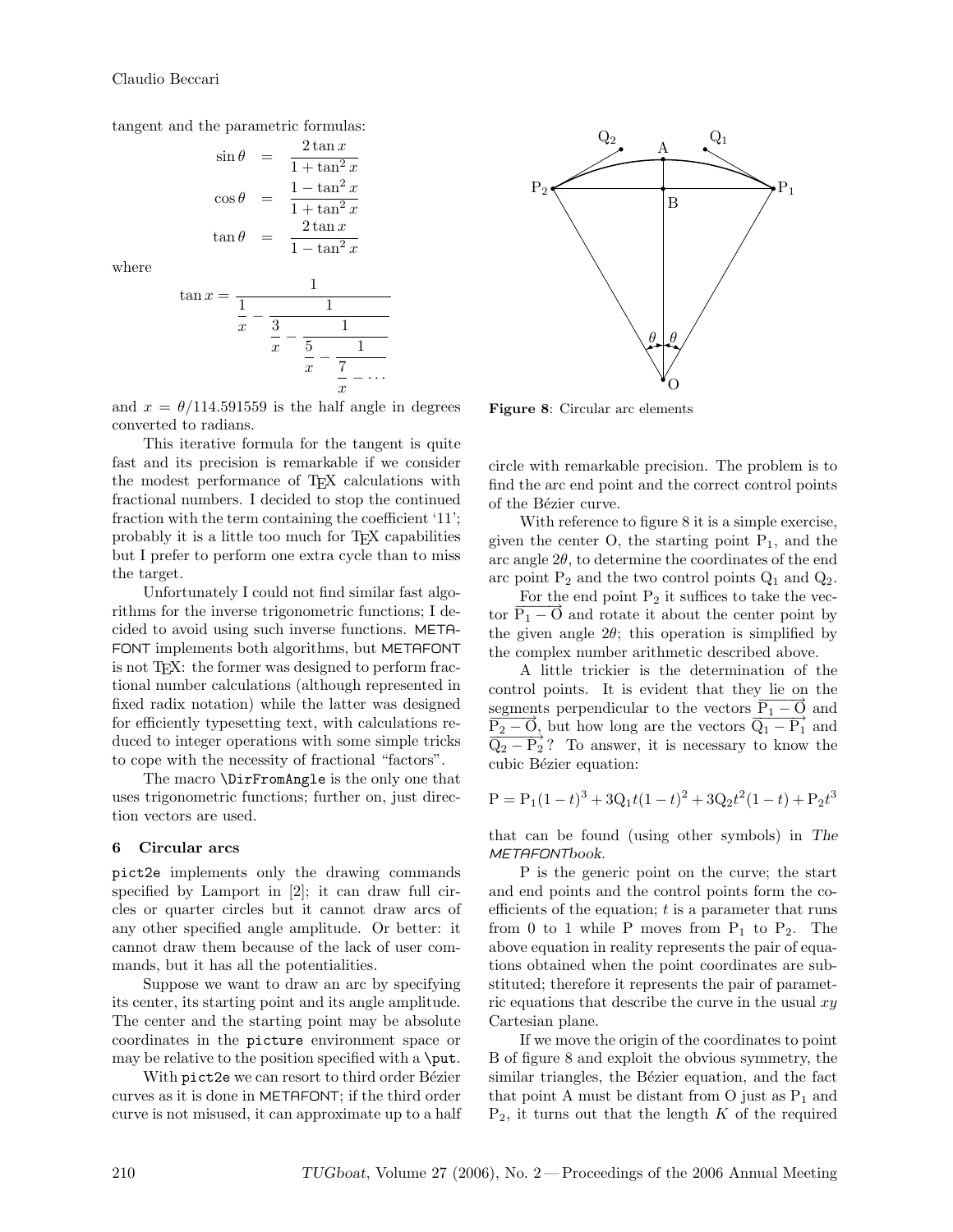tangent and the parametric formulas:

$$\sin\theta = \frac{2\tan x}{1+\tan^2 x}$$
$$\cos\theta = \frac{1-\tan^2 x}{1+\tan^2 x}$$
$$\tan\theta = \frac{2\tan x}{1-\tan^2 x}$$

where

$$\tan x = \cfrac{1}{\cfrac{1}{x} - \cfrac{1}{\cfrac{3}{x} - \cfrac{1}{\cfrac{5}{x} - \cfrac{1}{\cfrac{7}{x} - \cdots}}}}$$

and $x = \theta/114.591559$ is the half angle in degrees converted to radians.

This iterative formula for the tangent is quite fast and its precision is remarkable if we consider the modest performance of TEX calculations with fractional numbers. I decided to stop the continued fraction with the term containing the coefficient '11'; probably it is a little too much for TEX capabilities but I prefer to perform one extra cycle than to miss the target.

Unfortunately I could not find similar fast algorithms for the inverse trigonometric functions; I decided to avoid using such inverse functions. METAFONT implements both algorithms, but METAFONT is not TEX: the former was designed to perform fractional number calculations (although represented in fixed radix notation) while the latter was designed for efficiently typesetting text, with calculations reduced to integer operations with some simple tricks to cope with the necessity of fractional "factors".

The macro `\DirFromAngle` is the only one that uses trigonometric functions; further on, just direction vectors are used.

## 6 Circular arcs

`pict2e` implements only the drawing commands specified by Lamport in [2]; it can draw full circles or quarter circles but it cannot draw arcs of any other specified angle amplitude. Or better: it cannot draw them because of the lack of user commands, but it has all the potentialities.

Suppose we want to draw an arc by specifying its center, its starting point and its angle amplitude. The center and the starting point may be absolute coordinates in the `picture` environment space or may be relative to the position specified with a `\put`.

With `pict2e` we can resort to third order Bézier curves as it is done in METAFONT; if the third order curve is not misused, it can approximate up to a half circle with remarkable precision. The problem is to find the arc end point and the correct control points of the Bézier curve.

**Figure 8**: Circular arc elements

With reference to figure 8 it is a simple exercise, given the center O, the starting point $P_1$, and the arc angle $2\theta$, to determine the coordinates of the end arc point $P_2$ and the two control points $Q_1$ and $Q_2$.

For the end point $P_2$ it suffices to take the vector $\overrightarrow{P_1 - O}$ and rotate it about the center point by the given angle $2\theta$; this operation is simplified by the complex number arithmetic described above.

A little trickier is the determination of the control points. It is evident that they lie on the segments perpendicular to the vectors $\overrightarrow{P_1 - O}$ and $\overrightarrow{P_2 - O}$, but how long are the vectors $\overrightarrow{Q_1 - P_1}$ and $\overrightarrow{Q_2 - P_2}$? To answer, it is necessary to know the cubic Bézier equation:

$$P = P_1(1-t)^3 + 3Q_1 t(1-t)^2 + 3Q_2 t^2(1-t) + P_2 t^3$$

that can be found (using other symbols) in *The METAFONTbook*.

P is the generic point on the curve; the start and end points and the control points form the coefficients of the equation; $t$ is a parameter that runs from 0 to 1 while P moves from $P_1$ to $P_2$. The above equation in reality represents the pair of equations obtained when the point coordinates are substituted; therefore it represents the pair of parametric equations that describe the curve in the usual $xy$ Cartesian plane.

If we move the origin of the coordinates to point B of figure 8 and exploit the obvious symmetry, the similar triangles, the Bézier equation, and the fact that point A must be distant from O just as $P_1$ and $P_2$, it turns out that the length $K$ of the required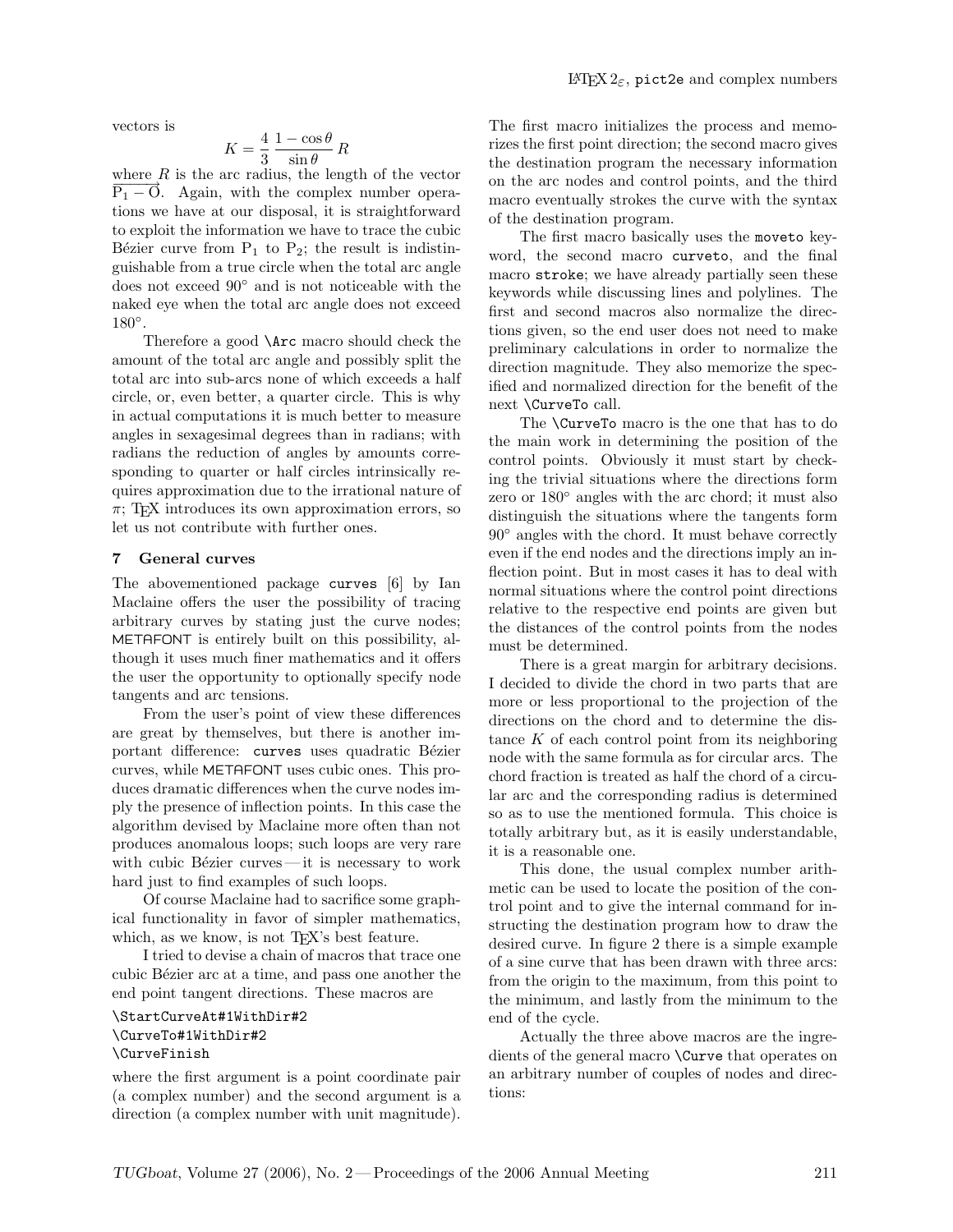vectors is

$$K = \frac{4}{3}\,\frac{1-\cos\theta}{\sin\theta}\,R$$

where $R$ is the arc radius, the length of the vector $\overrightarrow{\mathrm{P}_1 - \mathrm{O}}$. Again, with the complex number operations we have at our disposal, it is straightforward to exploit the information we have to trace the cubic Bézier curve from $\mathrm{P}_1$ to $\mathrm{P}_2$; the result is indistinguishable from a true circle when the total arc angle does not exceed 90° and is not noticeable with the naked eye when the total arc angle does not exceed 180°.

Therefore a good `\Arc` macro should check the amount of the total arc angle and possibly split the total arc into sub-arcs none of which exceeds a half circle, or, even better, a quarter circle. This is why in actual computations it is much better to measure angles in sexagesimal degrees than in radians; with radians the reduction of angles by amounts corresponding to quarter or half circles intrinsically requires approximation due to the irrational nature of $\pi$; TeX introduces its own approximation errors, so let us not contribute with further ones.

## 7 General curves

The abovementioned package `curves` [6] by Ian Maclaine offers the user the possibility of tracing arbitrary curves by stating just the curve nodes; METAFONT is entirely built on this possibility, although it uses much finer mathematics and it offers the user the opportunity to optionally specify node tangents and arc tensions.

From the user's point of view these differences are great by themselves, but there is another important difference: `curves` uses quadratic Bézier curves, while METAFONT uses cubic ones. This produces dramatic differences when the curve nodes imply the presence of inflection points. In this case the algorithm devised by Maclaine more often than not produces anomalous loops; such loops are very rare with cubic Bézier curves — it is necessary to work hard just to find examples of such loops.

Of course Maclaine had to sacrifice some graphical functionality in favor of simpler mathematics, which, as we know, is not TeX's best feature.

I tried to devise a chain of macros that trace one cubic Bézier arc at a time, and pass one another the end point tangent directions. These macros are

```
\StartCurveAt#1WithDir#2
\CurveTo#1WithDir#2
\CurveFinish
```

where the first argument is a point coordinate pair (a complex number) and the second argument is a direction (a complex number with unit magnitude). The first macro initializes the process and memorizes the first point direction; the second macro gives the destination program the necessary information on the arc nodes and control points, and the third macro eventually strokes the curve with the syntax of the destination program.

The first macro basically uses the `moveto` keyword, the second macro `curveto`, and the final macro `stroke`; we have already partially seen these keywords while discussing lines and polylines. The first and second macros also normalize the directions given, so the end user does not need to make preliminary calculations in order to normalize the direction magnitude. They also memorize the specified and normalized direction for the benefit of the next `\CurveTo` call.

The `\CurveTo` macro is the one that has to do the main work in determining the position of the control points. Obviously it must start by checking the trivial situations where the directions form zero or 180° angles with the arc chord; it must also distinguish the situations where the tangents form 90° angles with the chord. It must behave correctly even if the end nodes and the directions imply an inflection point. But in most cases it has to deal with normal situations where the control point directions relative to the respective end points are given but the distances of the control points from the nodes must be determined.

There is a great margin for arbitrary decisions. I decided to divide the chord in two parts that are more or less proportional to the projection of the directions on the chord and to determine the distance $K$ of each control point from its neighboring node with the same formula as for circular arcs. The chord fraction is treated as half the chord of a circular arc and the corresponding radius is determined so as to use the mentioned formula. This choice is totally arbitrary but, as it is easily understandable, it is a reasonable one.

This done, the usual complex number arithmetic can be used to locate the position of the control point and to give the internal command for instructing the destination program how to draw the desired curve. In figure 2 there is a simple example of a sine curve that has been drawn with three arcs: from the origin to the maximum, from this point to the minimum, and lastly from the minimum to the end of the cycle.

Actually the three above macros are the ingredients of the general macro `\Curve` that operates on an arbitrary number of couples of nodes and directions: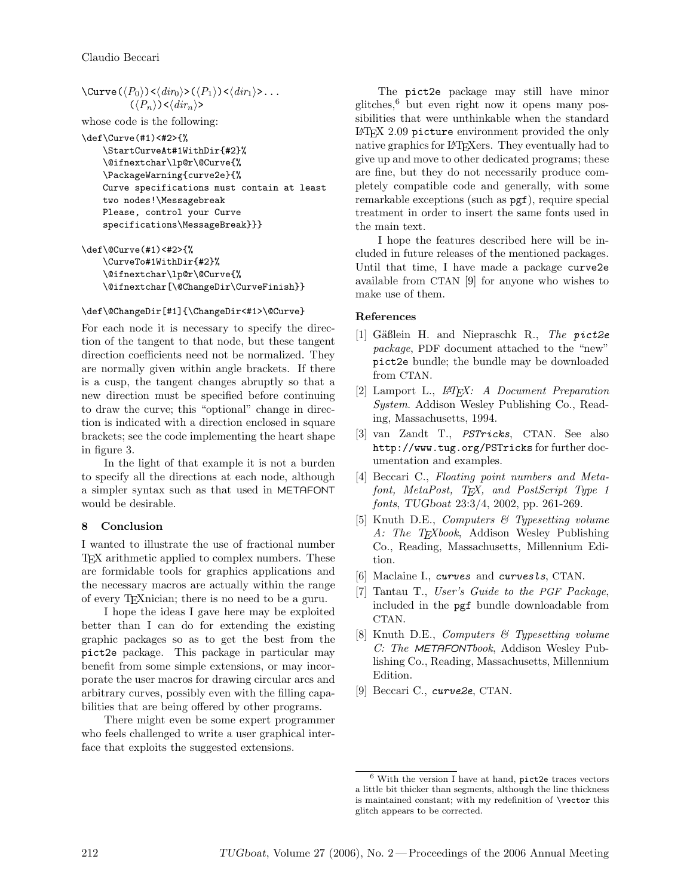```
\Curve(⟨P0⟩)<⟨dir0⟩>(⟨P1⟩)<⟨dir1⟩>...
        (⟨Pn⟩)<⟨dirn⟩>
```

whose code is the following:

```
\def\Curve(#1)<#2>{%
    \StartCurveAt#1WithDir{#2}%
    \@ifnextchar\lp@r\@Curve{%
    \PackageWarning{curve2e}{%
    Curve specifications must contain at least
    two nodes!\Messagebreak
    Please, control your Curve
    specifications\MessageBreak}}}

\def\@Curve(#1)<#2>{%
    \CurveTo#1WithDir{#2}%
    \@ifnextchar\lp@r\@Curve{%
    \@ifnextchar[\@ChangeDir\CurveFinish}}

\def\@ChangeDir[#1]{\ChangeDir<#1>\@Curve}
```

For each node it is necessary to specify the direction of the tangent to that node, but these tangent direction coefficients need not be normalized. They are normally given within angle brackets. If there is a cusp, the tangent changes abruptly so that a new direction must be specified before continuing to draw the curve; this "optional" change in direction is indicated with a direction enclosed in square brackets; see the code implementing the heart shape in figure 3.

In the light of that example it is not a burden to specify all the directions at each node, although a simpler syntax such as that used in METAFONT would be desirable.

## 8 Conclusion

I wanted to illustrate the use of fractional number TEX arithmetic applied to complex numbers. These are formidable tools for graphics applications and the necessary macros are actually within the range of every TEXnician; there is no need to be a guru.

I hope the ideas I gave here may be exploited better than I can do for extending the existing graphic packages so as to get the best from the pict2e package. This package in particular may benefit from some simple extensions, or may incorporate the user macros for drawing circular arcs and arbitrary curves, possibly even with the filling capabilities that are being offered by other programs.

There might even be some expert programmer who feels challenged to write a user graphical interface that exploits the suggested extensions.

The pict2e package may still have minor glitches,[6] but even right now it opens many possibilities that were unthinkable when the standard LATEX 2.09 picture environment provided the only native graphics for LATEXers. They eventually had to give up and move to other dedicated programs; these are fine, but they do not necessarily produce completely compatible code and generally, with some remarkable exceptions (such as pgf), require special treatment in order to insert the same fonts used in the main text.

I hope the features described here will be included in future releases of the mentioned packages. Until that time, I have made a package curve2e available from CTAN [9] for anyone who wishes to make use of them.

### References

[1] Gäßlein H. and Niepraschk R., *The pict2e package*, PDF document attached to the "new" pict2e bundle; the bundle may be downloaded from CTAN.

[2] Lamport L., *LATEX: A Document Preparation System*. Addison Wesley Publishing Co., Reading, Massachusetts, 1994.

[3] van Zandt T., *PSTricks*, CTAN. See also http://www.tug.org/PSTricks for further documentation and examples.

[4] Beccari C., *Floating point numbers and Metafont, MetaPost, TEX, and PostScript Type 1 fonts*, *TUGboat* 23:3/4, 2002, pp. 261-269.

[5] Knuth D.E., *Computers & Typesetting volume A: The TEXbook*, Addison Wesley Publishing Co., Reading, Massachusetts, Millennium Edition.

[6] Maclaine I., *curves* and *curvesls*, CTAN.

[7] Tantau T., *User's Guide to the PGF Package*, included in the pgf bundle downloadable from CTAN.

[8] Knuth D.E., *Computers & Typesetting volume C: The METAFONTbook*, Addison Wesley Publishing Co., Reading, Massachusetts, Millennium Edition.

[9] Beccari C., *curve2e*, CTAN.

[6] With the version I have at hand, pict2e traces vectors a little bit thicker than segments, although the line thickness is maintained constant; with my redefinition of \vector this glitch appears to be corrected.